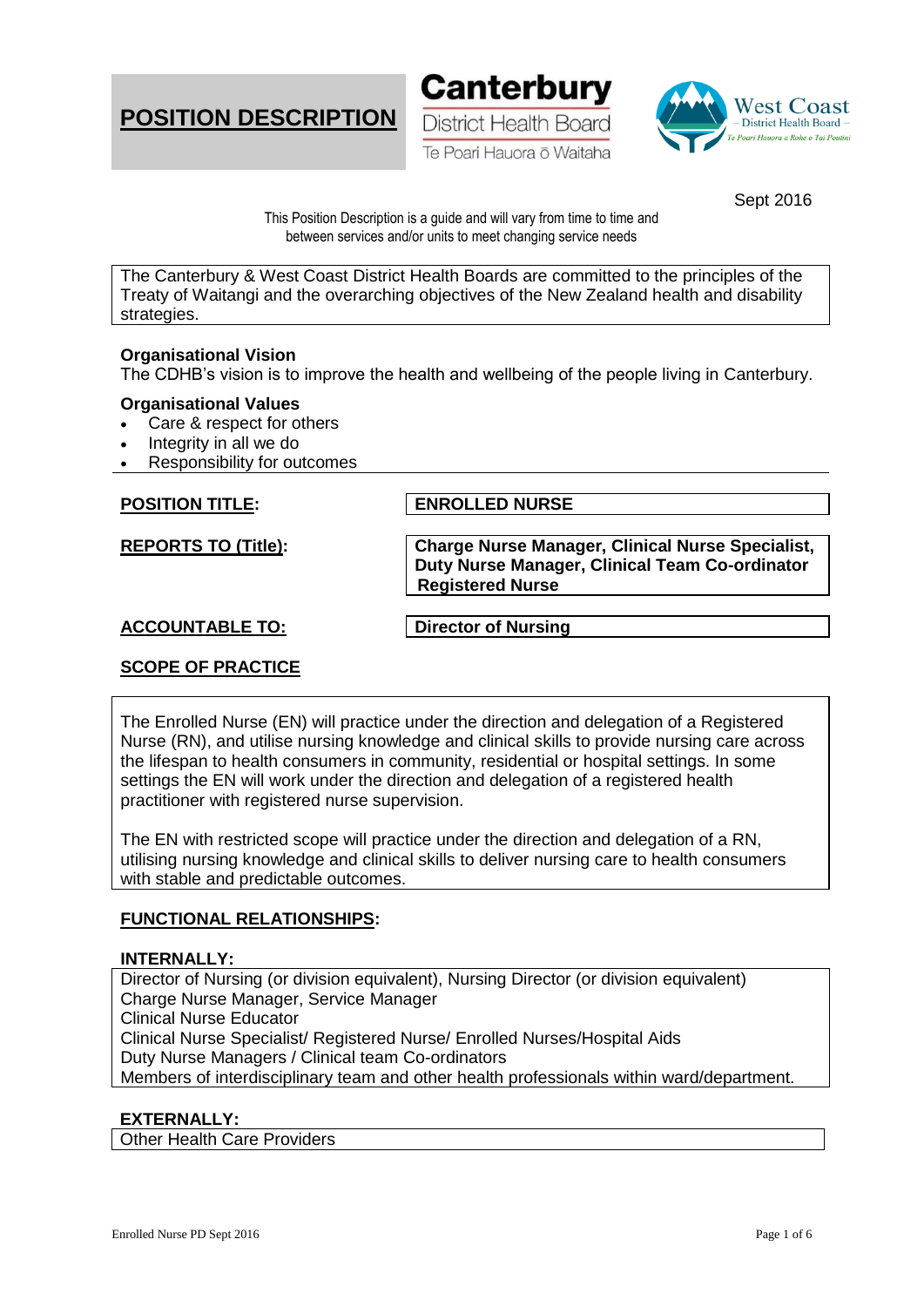# POSITION DESCRIPTION

Canterbury District Health Board
Te Poari Hauora ō Waitaha

West Coast District Health Board
Te Poari Hauora a Rohe o Tai Poutini

Sept 2016

This Position Description is a guide and will vary from time to time and between services and/or units to meet changing service needs

The Canterbury & West Coast District Health Boards are committed to the principles of the Treaty of Waitangi and the overarching objectives of the New Zealand health and disability strategies.

**Organisational Vision**
The CDHB's vision is to improve the health and wellbeing of the people living in Canterbury.

**Organisational Values**
- Care & respect for others
- Integrity in all we do
- Responsibility for outcomes

| | |
|---|---|
| **POSITION TITLE:** | **ENROLLED NURSE** |
| **REPORTS TO (Title):** | **Charge Nurse Manager, Clinical Nurse Specialist, Duty Nurse Manager, Clinical Team Co-ordinator Registered Nurse** |
| **ACCOUNTABLE TO:** | **Director of Nursing** |

## SCOPE OF PRACTICE

The Enrolled Nurse (EN) will practice under the direction and delegation of a Registered Nurse (RN), and utilise nursing knowledge and clinical skills to provide nursing care across the lifespan to health consumers in community, residential or hospital settings. In some settings the EN will work under the direction and delegation of a registered health practitioner with registered nurse supervision.

The EN with restricted scope will practice under the direction and delegation of a RN, utilising nursing knowledge and clinical skills to deliver nursing care to health consumers with stable and predictable outcomes.

## FUNCTIONAL RELATIONSHIPS:

**INTERNALLY:**

Director of Nursing (or division equivalent), Nursing Director (or division equivalent)
Charge Nurse Manager, Service Manager
Clinical Nurse Educator
Clinical Nurse Specialist/ Registered Nurse/ Enrolled Nurses/Hospital Aids
Duty Nurse Managers / Clinical team Co-ordinators
Members of interdisciplinary team and other health professionals within ward/department.

**EXTERNALLY:**

Other Health Care Providers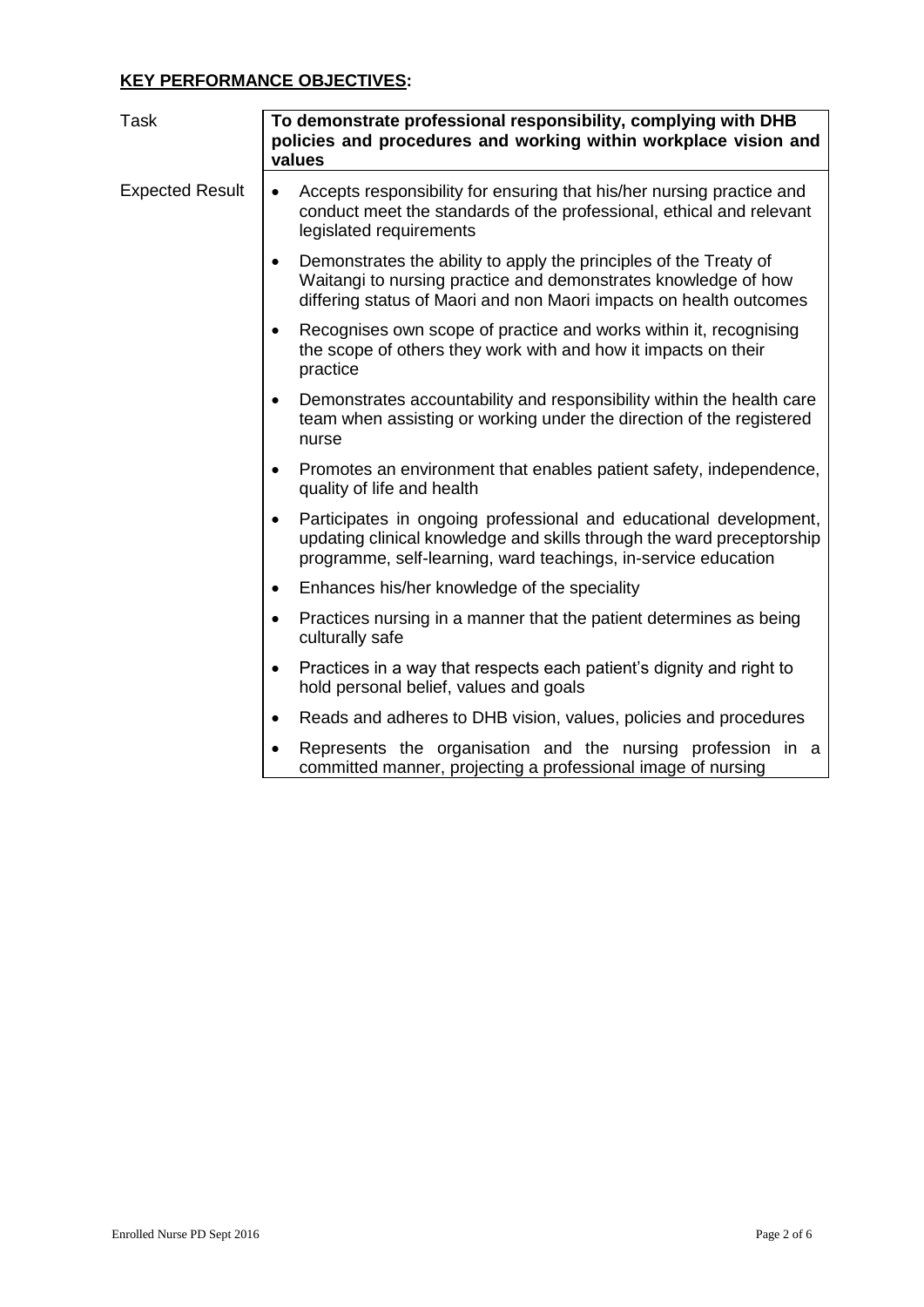## **KEY PERFORMANCE OBJECTIVES:**

| Task | **To demonstrate professional responsibility, complying with DHB policies and procedures and working within workplace vision and values** |
|---|---|
| Expected Result | • Accepts responsibility for ensuring that his/her nursing practice and conduct meet the standards of the professional, ethical and relevant legislated requirements<br>• Demonstrates the ability to apply the principles of the Treaty of Waitangi to nursing practice and demonstrates knowledge of how differing status of Maori and non Maori impacts on health outcomes<br>• Recognises own scope of practice and works within it, recognising the scope of others they work with and how it impacts on their practice<br>• Demonstrates accountability and responsibility within the health care team when assisting or working under the direction of the registered nurse<br>• Promotes an environment that enables patient safety, independence, quality of life and health<br>• Participates in ongoing professional and educational development, updating clinical knowledge and skills through the ward preceptorship programme, self-learning, ward teachings, in-service education<br>• Enhances his/her knowledge of the speciality<br>• Practices nursing in a manner that the patient determines as being culturally safe<br>• Practices in a way that respects each patient's dignity and right to hold personal belief, values and goals<br>• Reads and adheres to DHB vision, values, policies and procedures<br>• Represents the organisation and the nursing profession in a committed manner, projecting a professional image of nursing |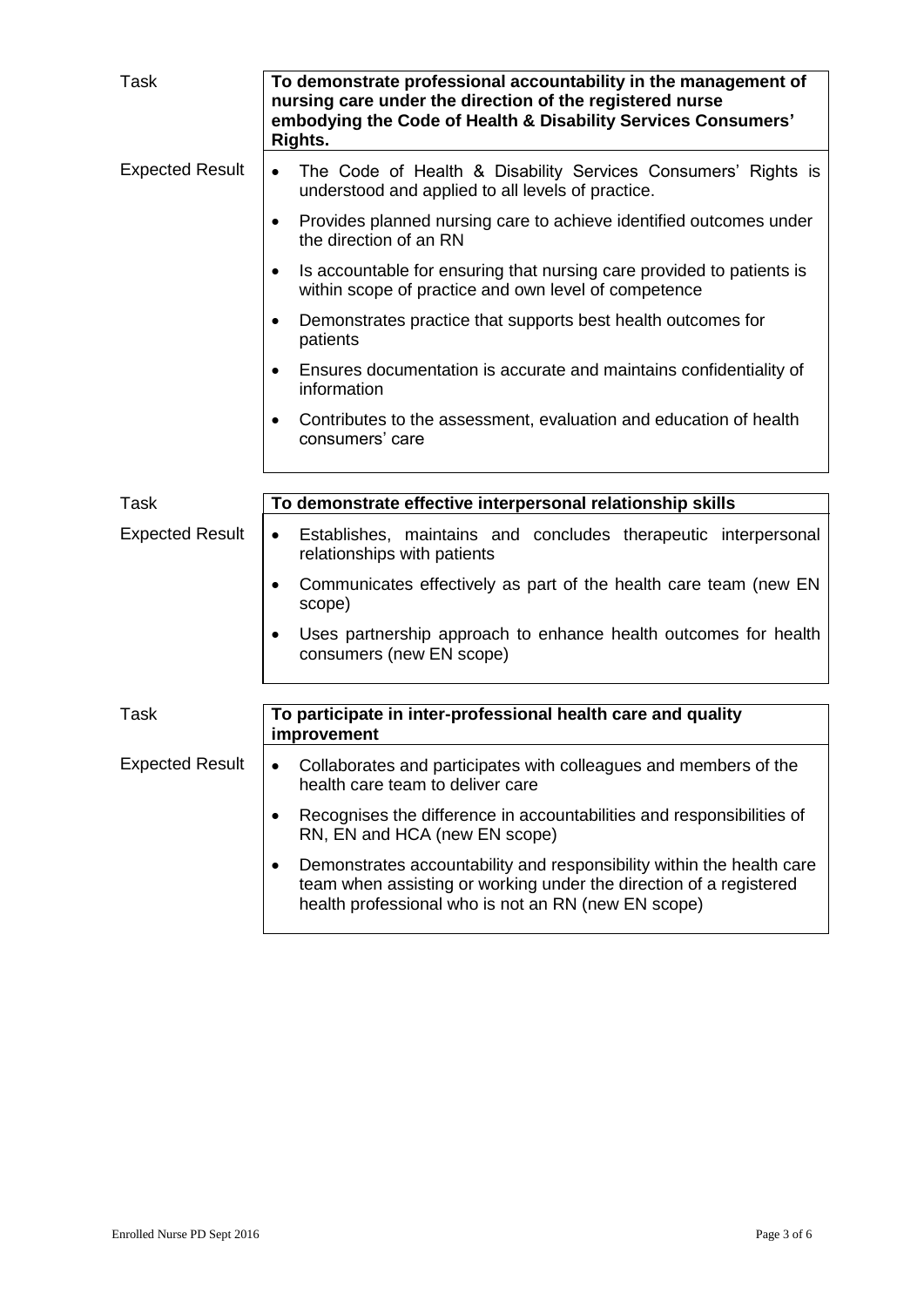| Task | **To demonstrate professional accountability in the management of nursing care under the direction of the registered nurse embodying the Code of Health & Disability Services Consumers' Rights.** |
|---|---|
| Expected Result | • The Code of Health & Disability Services Consumers' Rights is understood and applied to all levels of practice.<br>• Provides planned nursing care to achieve identified outcomes under the direction of an RN<br>• Is accountable for ensuring that nursing care provided to patients is within scope of practice and own level of competence<br>• Demonstrates practice that supports best health outcomes for patients<br>• Ensures documentation is accurate and maintains confidentiality of information<br>• Contributes to the assessment, evaluation and education of health consumers' care |

| Task | **To demonstrate effective interpersonal relationship skills** |
|---|---|
| Expected Result | • Establishes, maintains and concludes therapeutic interpersonal relationships with patients<br>• Communicates effectively as part of the health care team (new EN scope)<br>• Uses partnership approach to enhance health outcomes for health consumers (new EN scope) |

| Task | **To participate in inter-professional health care and quality improvement** |
|---|---|
| Expected Result | • Collaborates and participates with colleagues and members of the health care team to deliver care<br>• Recognises the difference in accountabilities and responsibilities of RN, EN and HCA (new EN scope)<br>• Demonstrates accountability and responsibility within the health care team when assisting or working under the direction of a registered health professional who is not an RN (new EN scope) |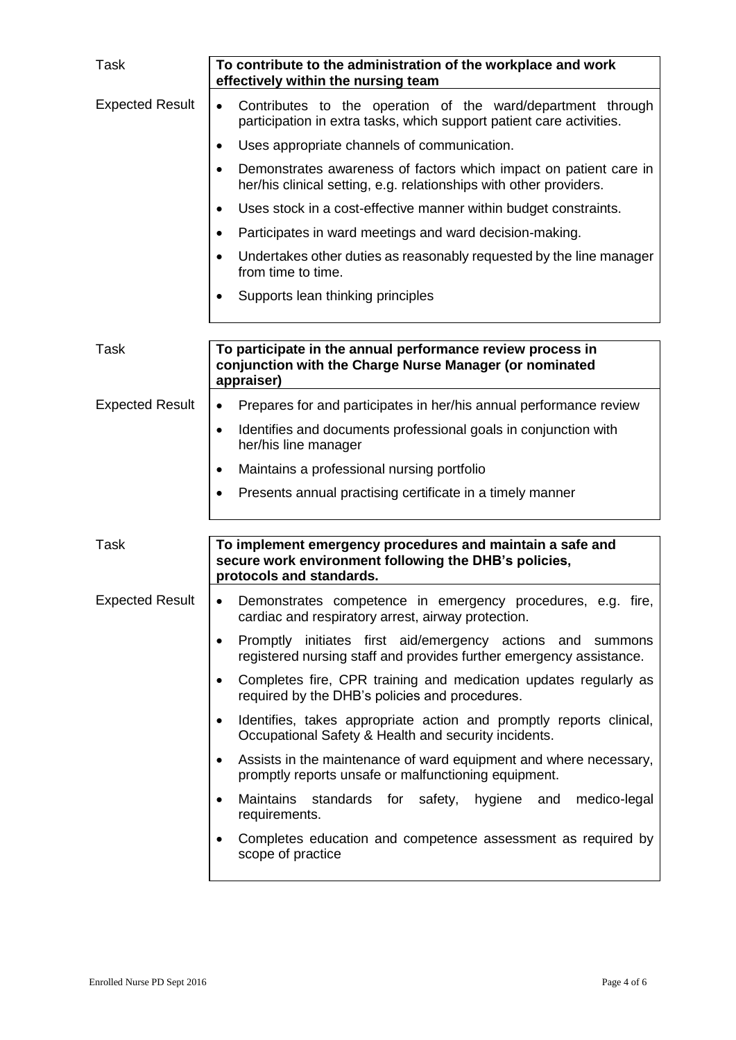| Task | To contribute to the administration of the workplace and work effectively within the nursing team |
|---|---|
| Expected Result | • Contributes to the operation of the ward/department through participation in extra tasks, which support patient care activities.<br>• Uses appropriate channels of communication.<br>• Demonstrates awareness of factors which impact on patient care in her/his clinical setting, e.g. relationships with other providers.<br>• Uses stock in a cost-effective manner within budget constraints.<br>• Participates in ward meetings and ward decision-making.<br>• Undertakes other duties as reasonably requested by the line manager from time to time.<br>• Supports lean thinking principles |

| Task | To participate in the annual performance review process in conjunction with the Charge Nurse Manager (or nominated appraiser) |
|---|---|
| Expected Result | • Prepares for and participates in her/his annual performance review<br>• Identifies and documents professional goals in conjunction with her/his line manager<br>• Maintains a professional nursing portfolio<br>• Presents annual practising certificate in a timely manner |

| Task | To implement emergency procedures and maintain a safe and secure work environment following the DHB's policies, protocols and standards. |
|---|---|
| Expected Result | • Demonstrates competence in emergency procedures, e.g. fire, cardiac and respiratory arrest, airway protection.<br>• Promptly initiates first aid/emergency actions and summons registered nursing staff and provides further emergency assistance.<br>• Completes fire, CPR training and medication updates regularly as required by the DHB's policies and procedures.<br>• Identifies, takes appropriate action and promptly reports clinical, Occupational Safety & Health and security incidents.<br>• Assists in the maintenance of ward equipment and where necessary, promptly reports unsafe or malfunctioning equipment.<br>• Maintains standards for safety, hygiene and medico-legal requirements.<br>• Completes education and competence assessment as required by scope of practice |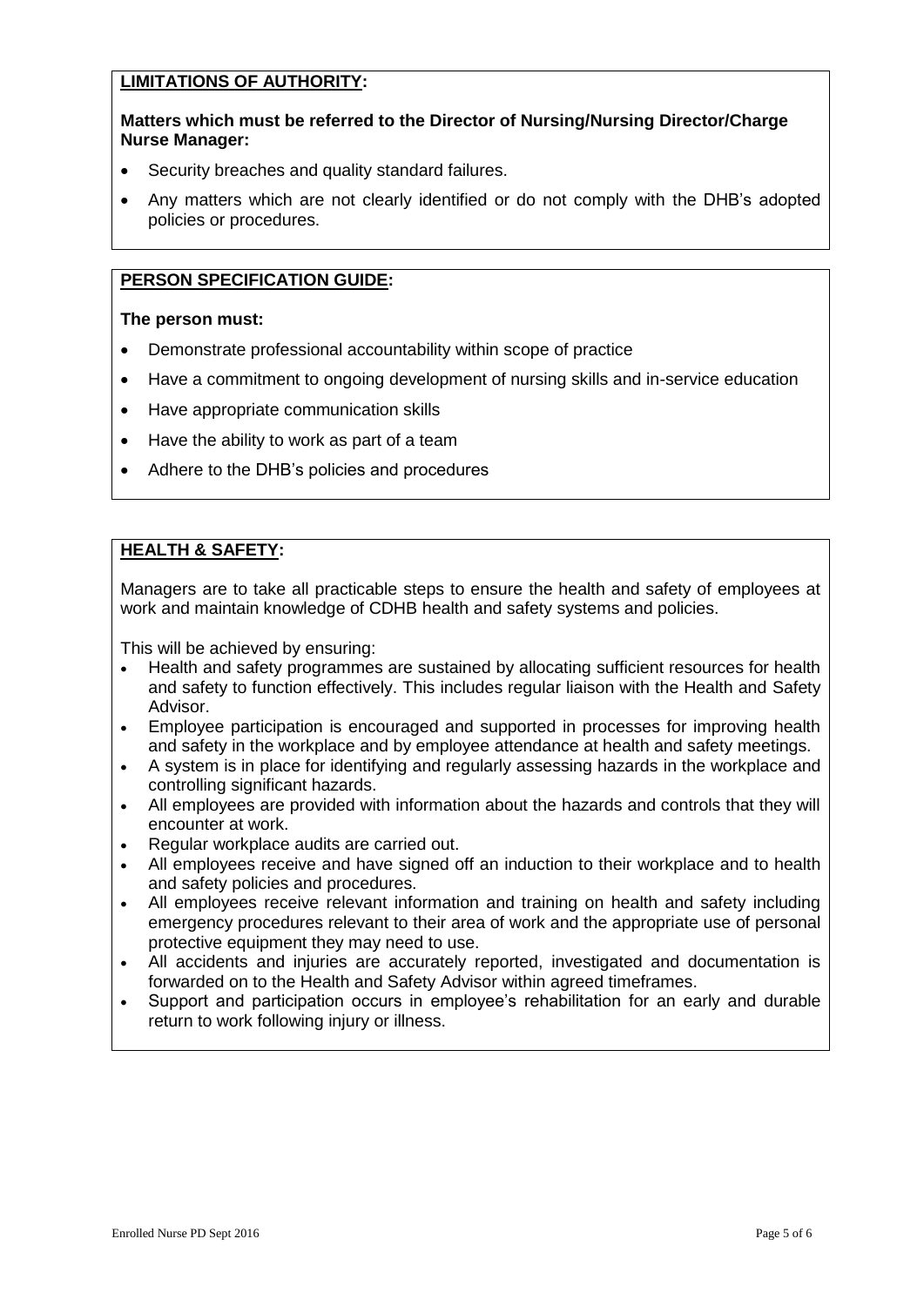## **LIMITATIONS OF AUTHORITY:**

**Matters which must be referred to the Director of Nursing/Nursing Director/Charge Nurse Manager:**

- Security breaches and quality standard failures.
- Any matters which are not clearly identified or do not comply with the DHB's adopted policies or procedures.

## **PERSON SPECIFICATION GUIDE:**

**The person must:**

- Demonstrate professional accountability within scope of practice
- Have a commitment to ongoing development of nursing skills and in-service education
- Have appropriate communication skills
- Have the ability to work as part of a team
- Adhere to the DHB's policies and procedures

## **HEALTH & SAFETY:**

Managers are to take all practicable steps to ensure the health and safety of employees at work and maintain knowledge of CDHB health and safety systems and policies.

This will be achieved by ensuring:

- Health and safety programmes are sustained by allocating sufficient resources for health and safety to function effectively. This includes regular liaison with the Health and Safety Advisor.
- Employee participation is encouraged and supported in processes for improving health and safety in the workplace and by employee attendance at health and safety meetings.
- A system is in place for identifying and regularly assessing hazards in the workplace and controlling significant hazards.
- All employees are provided with information about the hazards and controls that they will encounter at work.
- Regular workplace audits are carried out.
- All employees receive and have signed off an induction to their workplace and to health and safety policies and procedures.
- All employees receive relevant information and training on health and safety including emergency procedures relevant to their area of work and the appropriate use of personal protective equipment they may need to use.
- All accidents and injuries are accurately reported, investigated and documentation is forwarded on to the Health and Safety Advisor within agreed timeframes.
- Support and participation occurs in employee's rehabilitation for an early and durable return to work following injury or illness.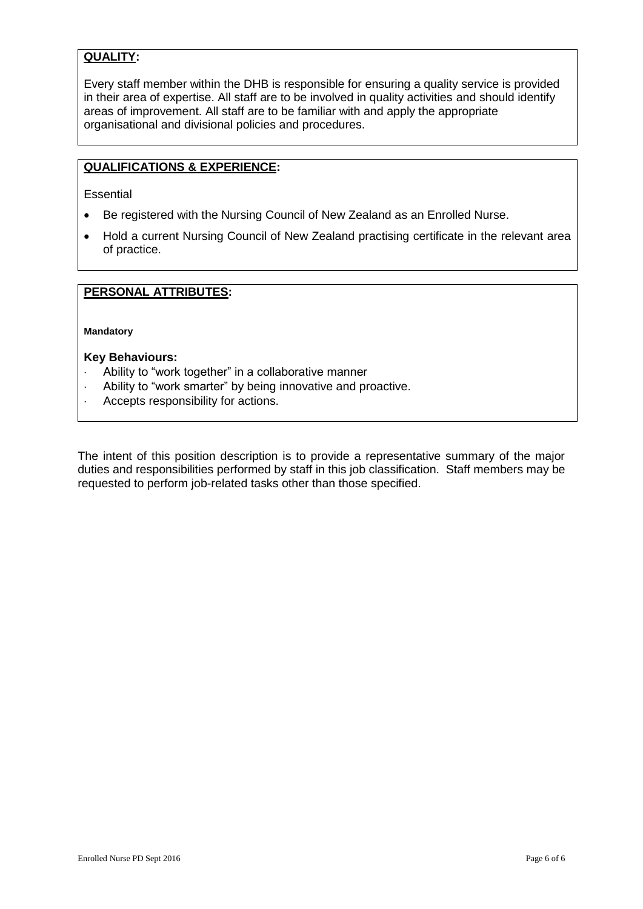## QUALITY:

Every staff member within the DHB is responsible for ensuring a quality service is provided in their area of expertise. All staff are to be involved in quality activities and should identify areas of improvement. All staff are to be familiar with and apply the appropriate organisational and divisional policies and procedures.

## QUALIFICATIONS & EXPERIENCE:

Essential

- Be registered with the Nursing Council of New Zealand as an Enrolled Nurse.
- Hold a current Nursing Council of New Zealand practising certificate in the relevant area of practice.

## PERSONAL ATTRIBUTES:

**Mandatory**

**Key Behaviours:**

- Ability to "work together" in a collaborative manner
- Ability to "work smarter" by being innovative and proactive.
- Accepts responsibility for actions.

The intent of this position description is to provide a representative summary of the major duties and responsibilities performed by staff in this job classification. Staff members may be requested to perform job-related tasks other than those specified.